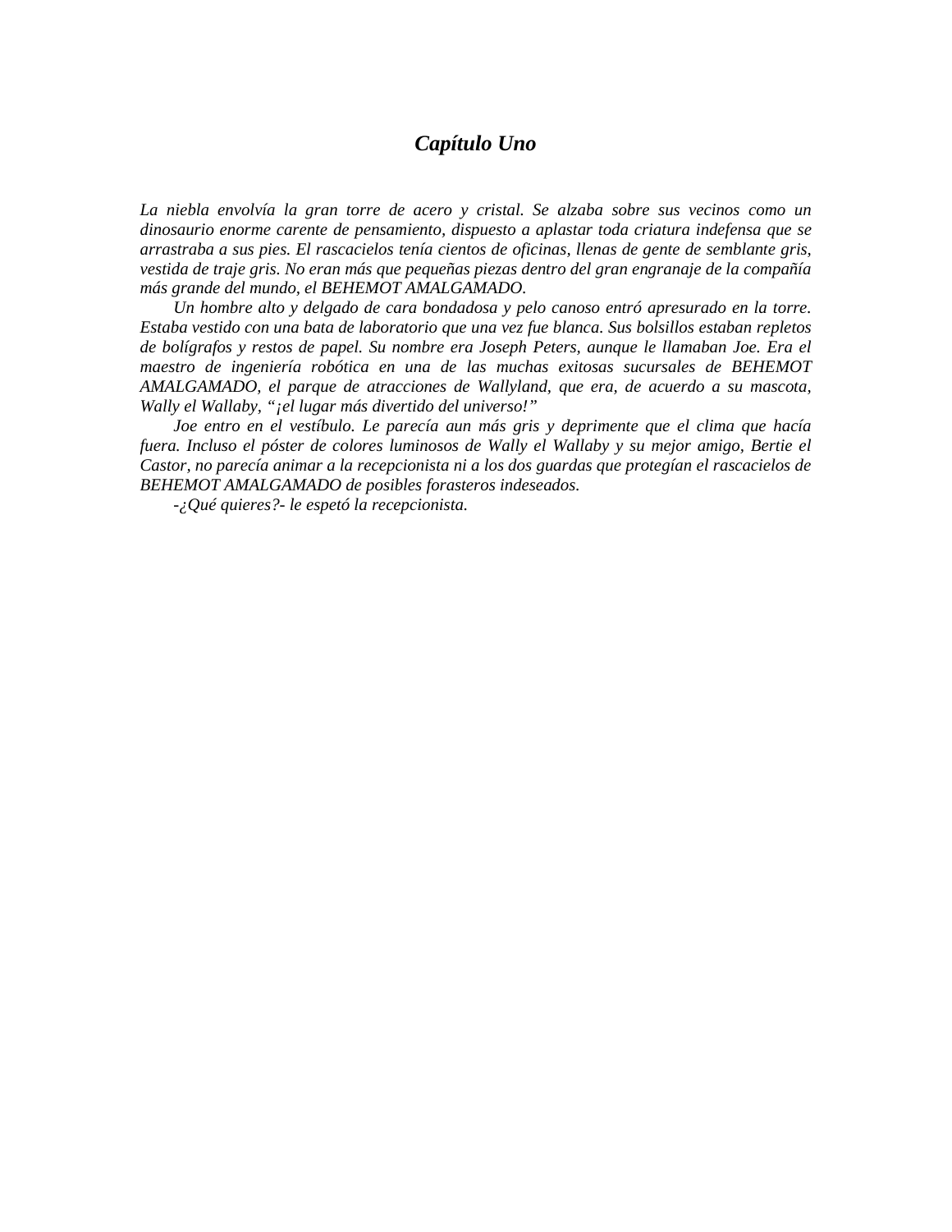# *Capítulo Uno*

*La niebla envolvía la gran torre de acero y cristal. Se alzaba sobre sus vecinos como un dinosaurio enorme carente de pensamiento, dispuesto a aplastar toda criatura indefensa que se arrastraba a sus pies. El rascacielos tenía cientos de oficinas, llenas de gente de semblante gris, vestida de traje gris. No eran más que pequeñas piezas dentro del gran engranaje de la compañía más grande del mundo, el BEHEMOT AMALGAMADO.*

*Un hombre alto y delgado de cara bondadosa y pelo canoso entró apresurado en la torre. Estaba vestido con una bata de laboratorio que una vez fue blanca. Sus bolsillos estaban repletos de bolígrafos y restos de papel. Su nombre era Joseph Peters, aunque le llamaban Joe. Era el maestro de ingeniería robótica en una de las muchas exitosas sucursales de BEHEMOT AMALGAMADO, el parque de atracciones de Wallyland, que era, de acuerdo a su mascota, Wally el Wallaby, "¡el lugar más divertido del universo!"*

*Joe entro en el vestíbulo. Le parecía aun más gris y deprimente que el clima que hacía fuera. Incluso el póster de colores luminosos de Wally el Wallaby y su mejor amigo, Bertie el Castor, no parecía animar a la recepcionista ni a los dos guardas que protegían el rascacielos de BEHEMOT AMALGAMADO de posibles forasteros indeseados.*

*-¿Qué quieres?- le espetó la recepcionista.*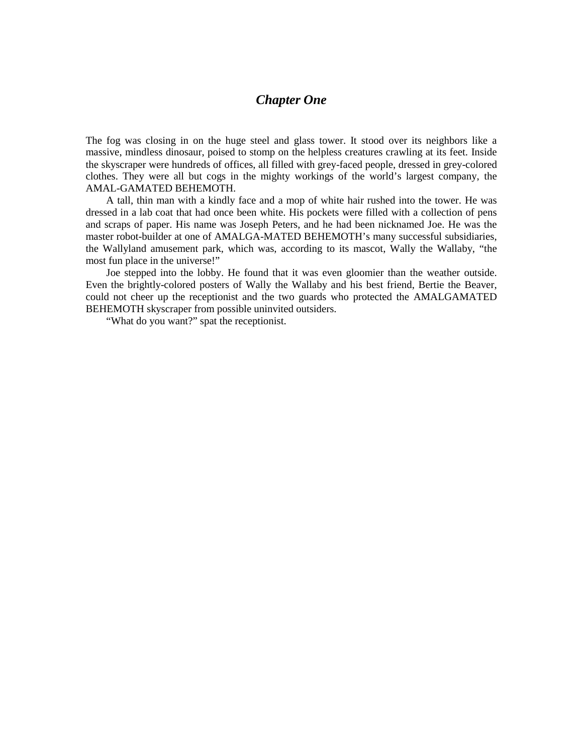## *Chapter One*

The fog was closing in on the huge steel and glass tower. It stood over its neighbors like a massive, mindless dinosaur, poised to stomp on the helpless creatures crawling at its feet. Inside the skyscraper were hundreds of offices, all filled with grey-faced people, dressed in grey-colored clothes. They were all but cogs in the mighty workings of the world's largest company, the AMAL-GAMATED BEHEMOTH.

A tall, thin man with a kindly face and a mop of white hair rushed into the tower. He was dressed in a lab coat that had once been white. His pockets were filled with a collection of pens and scraps of paper. His name was Joseph Peters, and he had been nicknamed Joe. He was the master robot-builder at one of AMALGA-MATED BEHEMOTH's many successful subsidiaries, the Wallyland amusement park, which was, according to its mascot, Wally the Wallaby, "the most fun place in the universe!"

Joe stepped into the lobby. He found that it was even gloomier than the weather outside. Even the brightly-colored posters of Wally the Wallaby and his best friend, Bertie the Beaver, could not cheer up the receptionist and the two guards who protected the AMALGAMATED BEHEMOTH skyscraper from possible uninvited outsiders.

"What do you want?" spat the receptionist.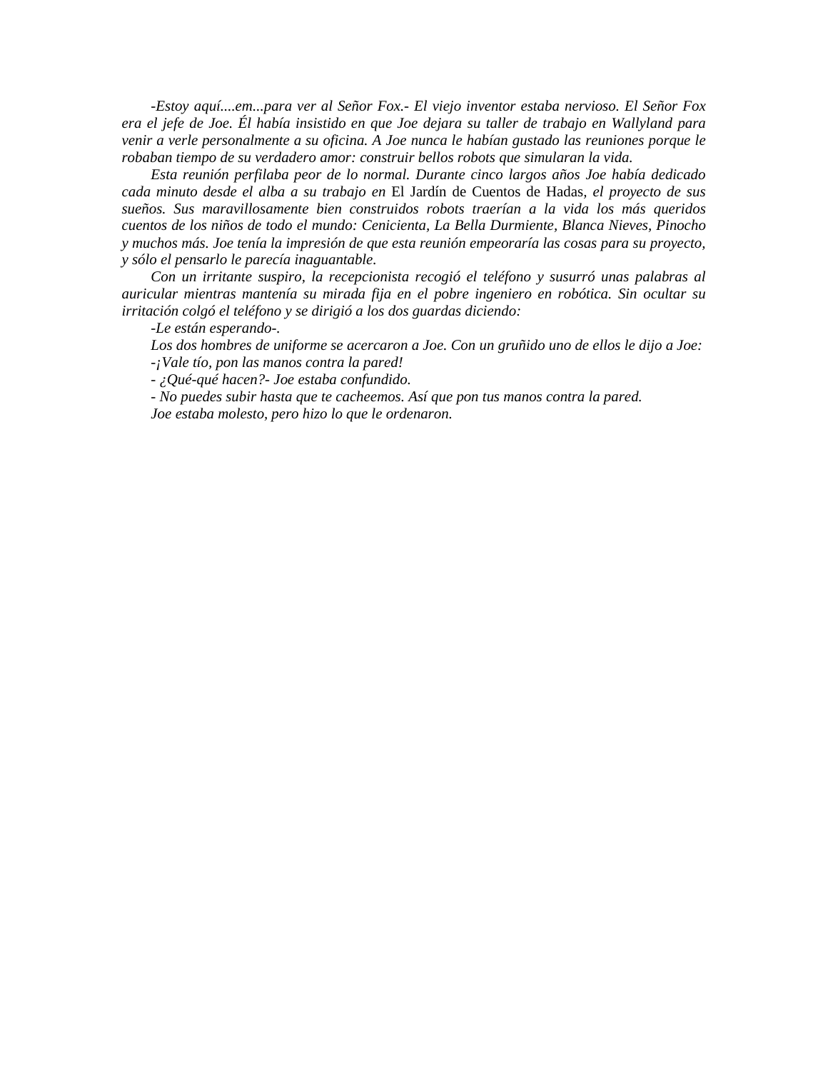*-Estoy aquí....em...para ver al Señor Fox.- El viejo inventor estaba nervioso. El Señor Fox era el jefe de Joe. Él había insistido en que Joe dejara su taller de trabajo en Wallyland para venir a verle personalmente a su oficina. A Joe nunca le habían gustado las reuniones porque le robaban tiempo de su verdadero amor: construir bellos robots que simularan la vida.*

*Esta reunión perfilaba peor de lo normal. Durante cinco largos años Joe había dedicado cada minuto desde el alba a su trabajo en* El Jardín de Cuentos de Hadas*, el proyecto de sus sueños. Sus maravillosamente bien construidos robots traerían a la vida los más queridos cuentos de los niños de todo el mundo: Cenicienta, La Bella Durmiente, Blanca Nieves, Pinocho y muchos más. Joe tenía la impresión de que esta reunión empeoraría las cosas para su proyecto, y sólo el pensarlo le parecía inaguantable.*

*Con un irritante suspiro, la recepcionista recogió el teléfono y susurró unas palabras al auricular mientras mantenía su mirada fija en el pobre ingeniero en robótica. Sin ocultar su irritación colgó el teléfono y se dirigió a los dos guardas diciendo:*

*-Le están esperando-.*

*Los dos hombres de uniforme se acercaron a Joe. Con un gruñido uno de ellos le dijo a Joe:*

*-¡Vale tío, pon las manos contra la pared!*

*- ¿Qué-qué hacen?- Joe estaba confundido.*

*- No puedes subir hasta que te cacheemos. Así que pon tus manos contra la pared.*

*Joe estaba molesto, pero hizo lo que le ordenaron.*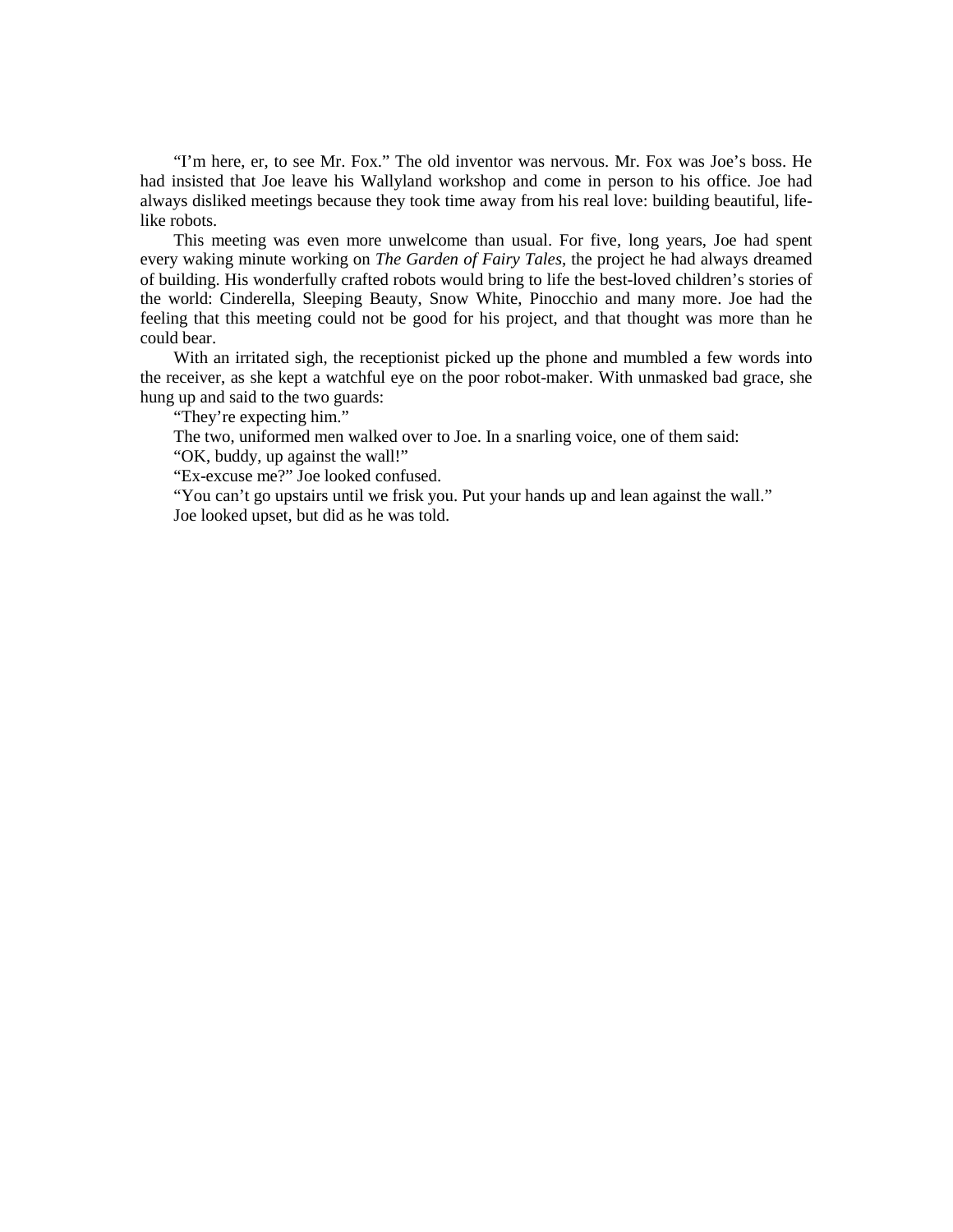“I’m here, er, to see Mr. Fox.” The old inventor was nervous. Mr. Fox was Joe’s boss. He had insisted that Joe leave his Wallyland workshop and come in person to his office. Joe had always disliked meetings because they took time away from his real love: building beautiful, life-like robots.

This meeting was even more unwelcome than usual. For five, long years, Joe had spent every waking minute working on *The Garden of Fairy Tales*, the project he had always dreamed of building. His wonderfully crafted robots would bring to life the best-loved children’s stories of the world: Cinderella, Sleeping Beauty, Snow White, Pinocchio and many more. Joe had the feeling that this meeting could not be good for his project, and that thought was more than he could bear.

With an irritated sigh, the receptionist picked up the phone and mumbled a few words into the receiver, as she kept a watchful eye on the poor robot-maker. With unmasked bad grace, she hung up and said to the two guards:

“They’re expecting him.”

The two, uniformed men walked over to Joe. In a snarling voice, one of them said:

“OK, buddy, up against the wall!”

“Ex-excuse me?” Joe looked confused.

“You can’t go upstairs until we frisk you. Put your hands up and lean against the wall.”

Joe looked upset, but did as he was told.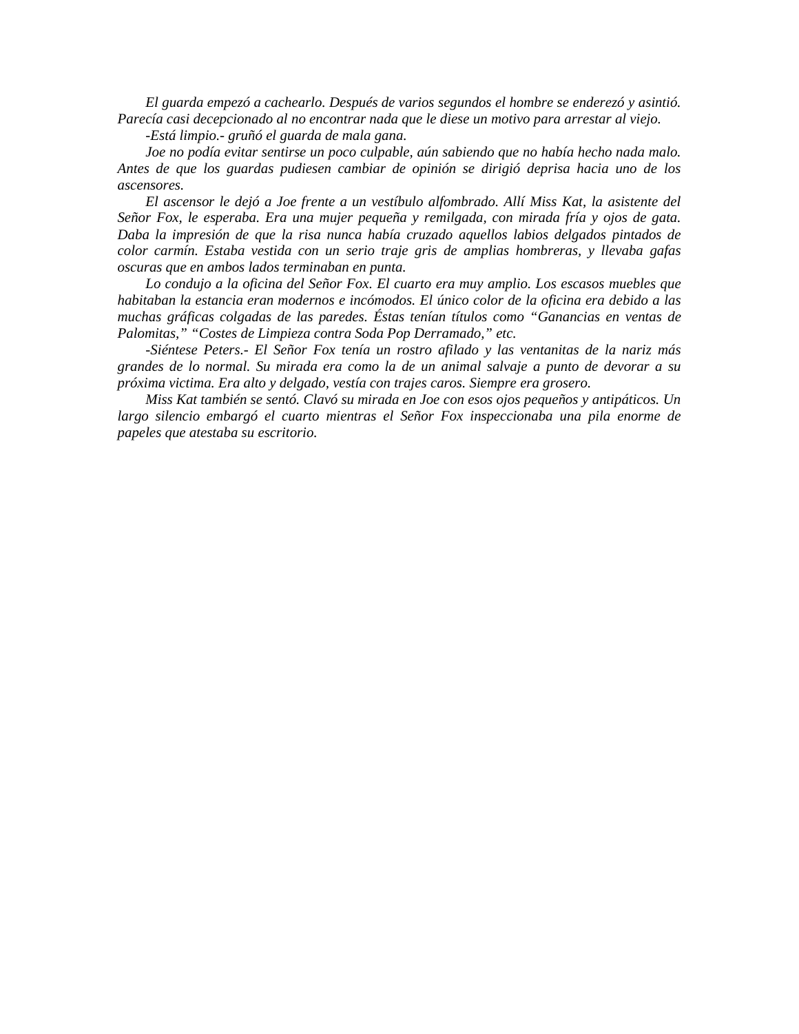*El guarda empezó a cachearlo. Después de varios segundos el hombre se enderezó y asintió. Parecía casi decepcionado al no encontrar nada que le diese un motivo para arrestar al viejo.*

*-Está limpio.- gruñó el guarda de mala gana.*

*Joe no podía evitar sentirse un poco culpable, aún sabiendo que no había hecho nada malo. Antes de que los guardas pudiesen cambiar de opinión se dirigió deprisa hacia uno de los ascensores.*

*El ascensor le dejó a Joe frente a un vestíbulo alfombrado. Allí Miss Kat, la asistente del Señor Fox, le esperaba. Era una mujer pequeña y remilgada, con mirada fría y ojos de gata. Daba la impresión de que la risa nunca había cruzado aquellos labios delgados pintados de color carmín. Estaba vestida con un serio traje gris de amplias hombreras, y llevaba gafas oscuras que en ambos lados terminaban en punta.*

*Lo condujo a la oficina del Señor Fox. El cuarto era muy amplio. Los escasos muebles que habitaban la estancia eran modernos e incómodos. El único color de la oficina era debido a las muchas gráficas colgadas de las paredes. Éstas tenían títulos como "Ganancias en ventas de Palomitas," "Costes de Limpieza contra Soda Pop Derramado," etc.*

*-Siéntese Peters.- El Señor Fox tenía un rostro afilado y las ventanitas de la nariz más grandes de lo normal. Su mirada era como la de un animal salvaje a punto de devorar a su próxima victima. Era alto y delgado, vestía con trajes caros. Siempre era grosero.*

*Miss Kat también se sentó. Clavó su mirada en Joe con esos ojos pequeños y antipáticos. Un largo silencio embargó el cuarto mientras el Señor Fox inspeccionaba una pila enorme de papeles que atestaba su escritorio.*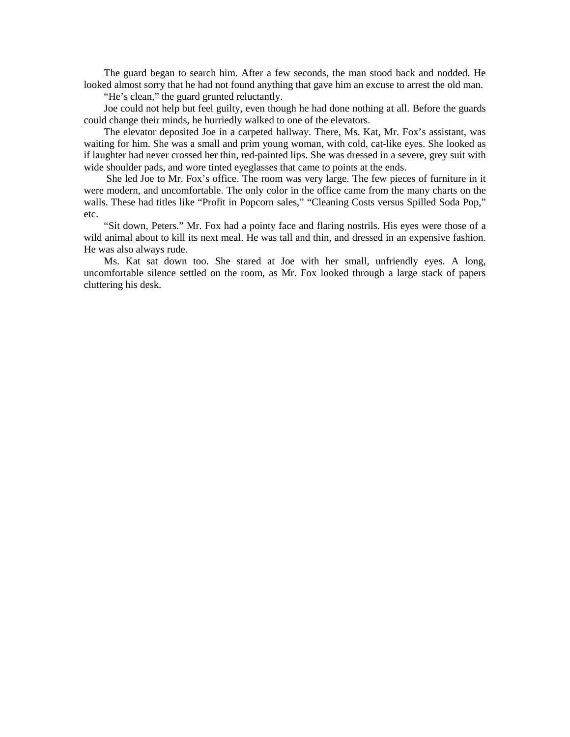The guard began to search him. After a few seconds, the man stood back and nodded. He looked almost sorry that he had not found anything that gave him an excuse to arrest the old man.

"He's clean," the guard grunted reluctantly.

Joe could not help but feel guilty, even though he had done nothing at all. Before the guards could change their minds, he hurriedly walked to one of the elevators.

The elevator deposited Joe in a carpeted hallway. There, Ms. Kat, Mr. Fox's assistant, was waiting for him. She was a small and prim young woman, with cold, cat-like eyes. She looked as if laughter had never crossed her thin, red-painted lips. She was dressed in a severe, grey suit with wide shoulder pads, and wore tinted eyeglasses that came to points at the ends.

She led Joe to Mr. Fox's office. The room was very large. The few pieces of furniture in it were modern, and uncomfortable. The only color in the office came from the many charts on the walls. These had titles like "Profit in Popcorn sales," "Cleaning Costs versus Spilled Soda Pop," etc.

"Sit down, Peters." Mr. Fox had a pointy face and flaring nostrils. His eyes were those of a wild animal about to kill its next meal. He was tall and thin, and dressed in an expensive fashion. He was also always rude.

Ms. Kat sat down too. She stared at Joe with her small, unfriendly eyes. A long, uncomfortable silence settled on the room, as Mr. Fox looked through a large stack of papers cluttering his desk.